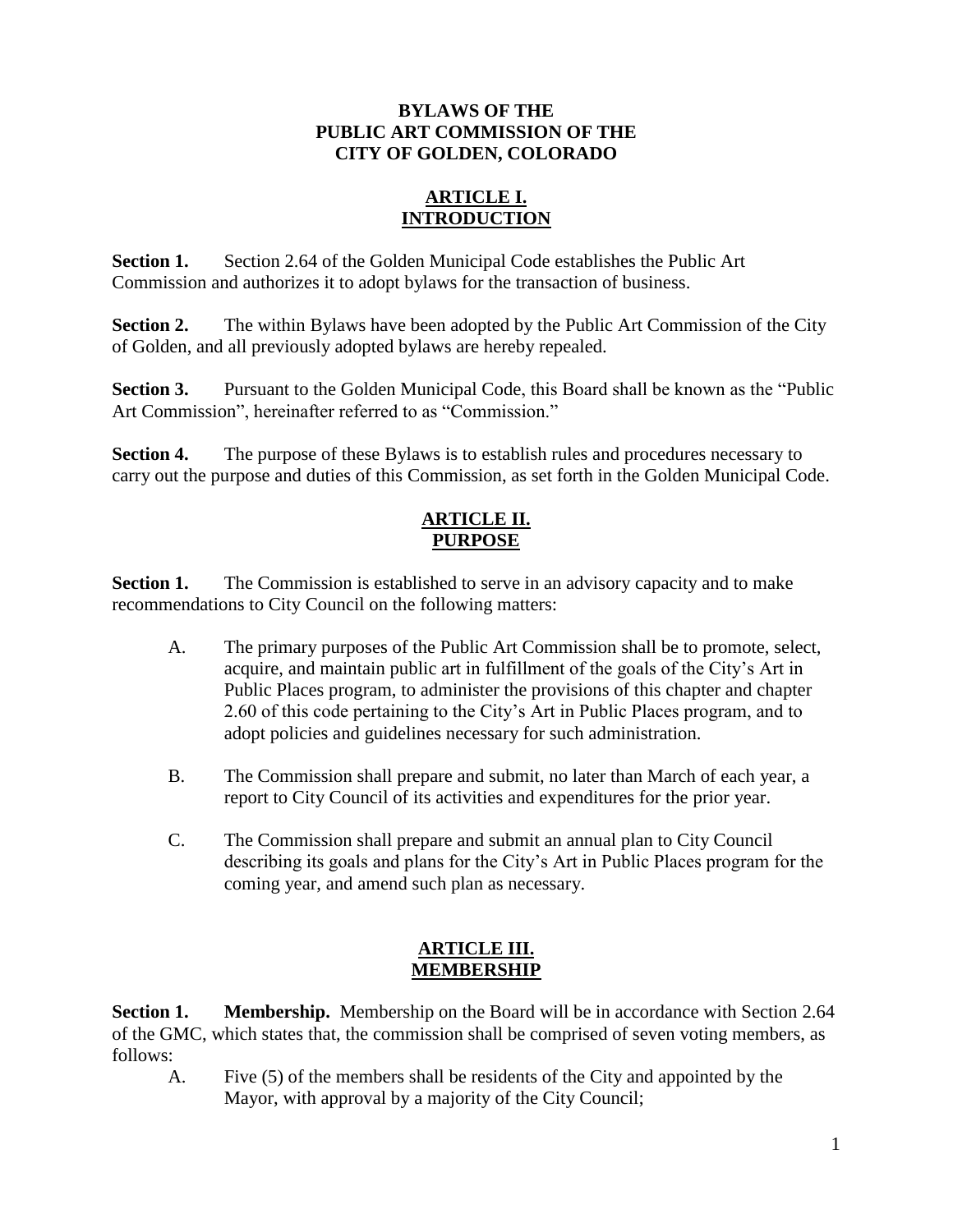# BYLAWS OF THE PUBLIC ART COMMISSION OF THE CITY OF GOLDEN, COLORADO

## ARTICLE I. INTRODUCTION

**Section 1.** Section 2.64 of the Golden Municipal Code establishes the Public Art Commission and authorizes it to adopt bylaws for the transaction of business.

**Section 2.** The within Bylaws have been adopted by the Public Art Commission of the City of Golden, and all previously adopted bylaws are hereby repealed.

**Section 3.** Pursuant to the Golden Municipal Code, this Board shall be known as the "Public Art Commission", hereinafter referred to as "Commission."

**Section 4.** The purpose of these Bylaws is to establish rules and procedures necessary to carry out the purpose and duties of this Commission, as set forth in the Golden Municipal Code.

## ARTICLE II. PURPOSE

**Section 1.** The Commission is established to serve in an advisory capacity and to make recommendations to City Council on the following matters:

A. The primary purposes of the Public Art Commission shall be to promote, select, acquire, and maintain public art in fulfillment of the goals of the City's Art in Public Places program, to administer the provisions of this chapter and chapter 2.60 of this code pertaining to the City's Art in Public Places program, and to adopt policies and guidelines necessary for such administration.

B. The Commission shall prepare and submit, no later than March of each year, a report to City Council of its activities and expenditures for the prior year.

C. The Commission shall prepare and submit an annual plan to City Council describing its goals and plans for the City's Art in Public Places program for the coming year, and amend such plan as necessary.

## ARTICLE III. MEMBERSHIP

**Section 1. Membership.** Membership on the Board will be in accordance with Section 2.64 of the GMC, which states that, the commission shall be comprised of seven voting members, as follows:

A. Five (5) of the members shall be residents of the City and appointed by the Mayor, with approval by a majority of the City Council;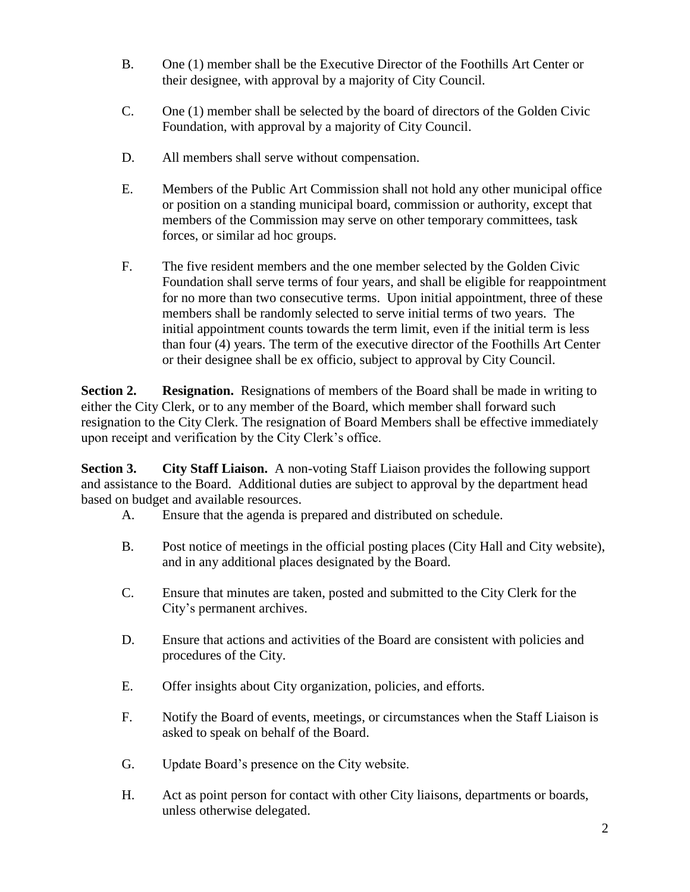B. One (1) member shall be the Executive Director of the Foothills Art Center or their designee, with approval by a majority of City Council.

C. One (1) member shall be selected by the board of directors of the Golden Civic Foundation, with approval by a majority of City Council.

D. All members shall serve without compensation.

E. Members of the Public Art Commission shall not hold any other municipal office or position on a standing municipal board, commission or authority, except that members of the Commission may serve on other temporary committees, task forces, or similar ad hoc groups.

F. The five resident members and the one member selected by the Golden Civic Foundation shall serve terms of four years, and shall be eligible for reappointment for no more than two consecutive terms. Upon initial appointment, three of these members shall be randomly selected to serve initial terms of two years. The initial appointment counts towards the term limit, even if the initial term is less than four (4) years. The term of the executive director of the Foothills Art Center or their designee shall be ex officio, subject to approval by City Council.

**Section 2. Resignation.** Resignations of members of the Board shall be made in writing to either the City Clerk, or to any member of the Board, which member shall forward such resignation to the City Clerk. The resignation of Board Members shall be effective immediately upon receipt and verification by the City Clerk's office.

**Section 3. City Staff Liaison.** A non-voting Staff Liaison provides the following support and assistance to the Board. Additional duties are subject to approval by the department head based on budget and available resources.

A. Ensure that the agenda is prepared and distributed on schedule.

B. Post notice of meetings in the official posting places (City Hall and City website), and in any additional places designated by the Board.

C. Ensure that minutes are taken, posted and submitted to the City Clerk for the City's permanent archives.

D. Ensure that actions and activities of the Board are consistent with policies and procedures of the City.

E. Offer insights about City organization, policies, and efforts.

F. Notify the Board of events, meetings, or circumstances when the Staff Liaison is asked to speak on behalf of the Board.

G. Update Board's presence on the City website.

H. Act as point person for contact with other City liaisons, departments or boards, unless otherwise delegated.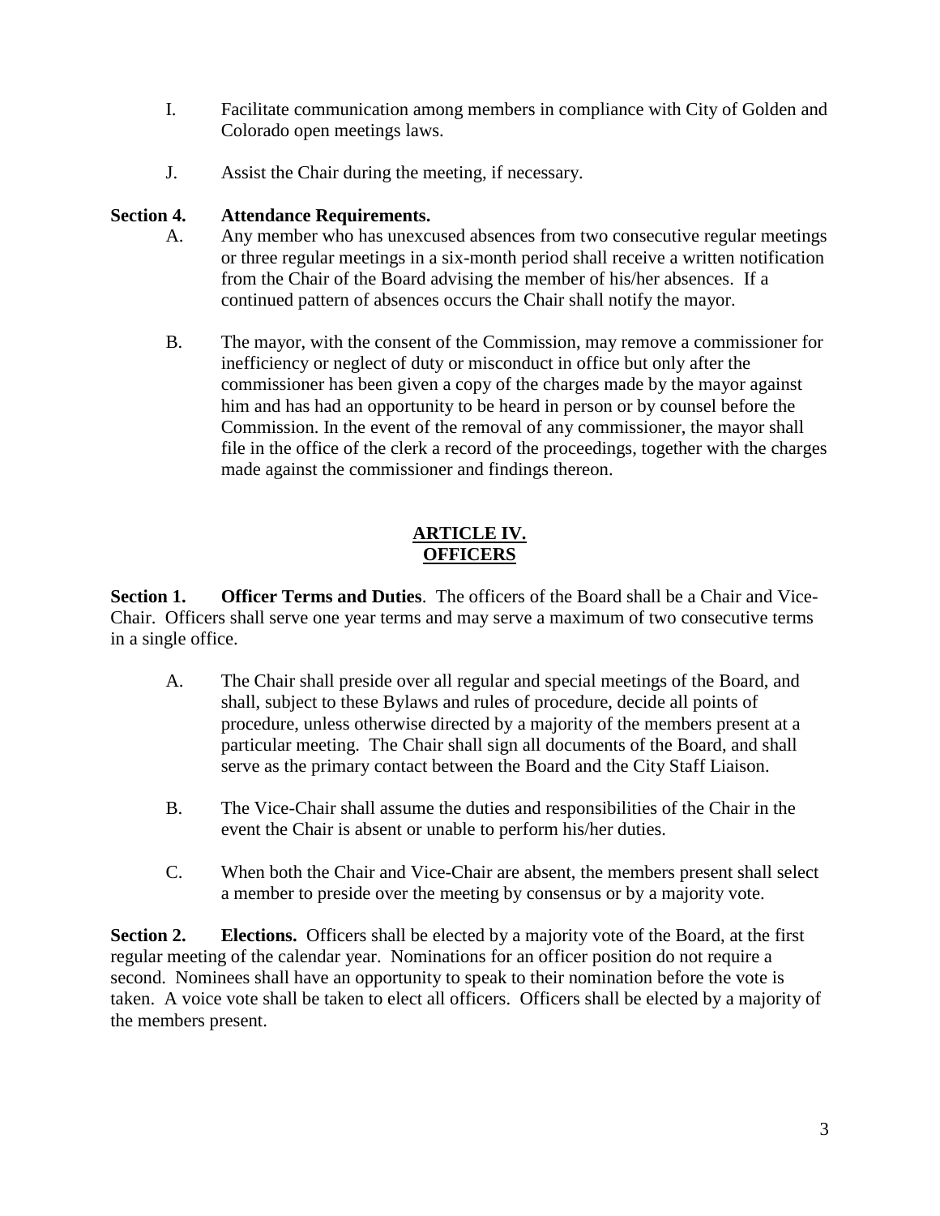I. Facilitate communication among members in compliance with City of Golden and Colorado open meetings laws.

J. Assist the Chair during the meeting, if necessary.

**Section 4. Attendance Requirements.**

A. Any member who has unexcused absences from two consecutive regular meetings or three regular meetings in a six-month period shall receive a written notification from the Chair of the Board advising the member of his/her absences. If a continued pattern of absences occurs the Chair shall notify the mayor.

B. The mayor, with the consent of the Commission, may remove a commissioner for inefficiency or neglect of duty or misconduct in office but only after the commissioner has been given a copy of the charges made by the mayor against him and has had an opportunity to be heard in person or by counsel before the Commission. In the event of the removal of any commissioner, the mayor shall file in the office of the clerk a record of the proceedings, together with the charges made against the commissioner and findings thereon.

## ARTICLE IV. OFFICERS

**Section 1. Officer Terms and Duties**. The officers of the Board shall be a Chair and Vice-Chair. Officers shall serve one year terms and may serve a maximum of two consecutive terms in a single office.

A. The Chair shall preside over all regular and special meetings of the Board, and shall, subject to these Bylaws and rules of procedure, decide all points of procedure, unless otherwise directed by a majority of the members present at a particular meeting. The Chair shall sign all documents of the Board, and shall serve as the primary contact between the Board and the City Staff Liaison.

B. The Vice-Chair shall assume the duties and responsibilities of the Chair in the event the Chair is absent or unable to perform his/her duties.

C. When both the Chair and Vice-Chair are absent, the members present shall select a member to preside over the meeting by consensus or by a majority vote.

**Section 2. Elections.** Officers shall be elected by a majority vote of the Board, at the first regular meeting of the calendar year. Nominations for an officer position do not require a second. Nominees shall have an opportunity to speak to their nomination before the vote is taken. A voice vote shall be taken to elect all officers. Officers shall be elected by a majority of the members present.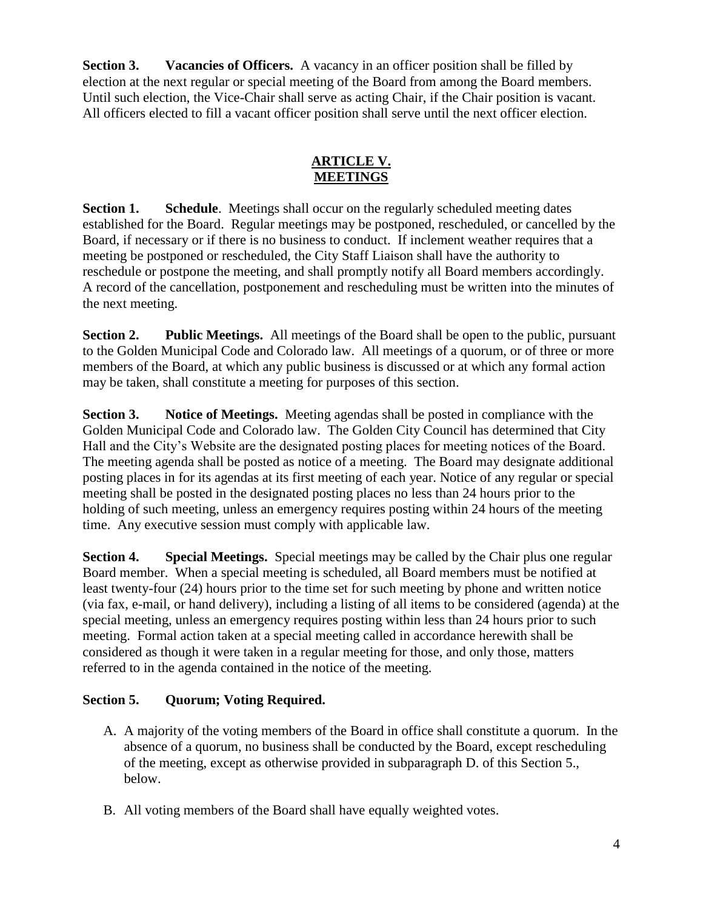**Section 3. Vacancies of Officers.** A vacancy in an officer position shall be filled by election at the next regular or special meeting of the Board from among the Board members. Until such election, the Vice-Chair shall serve as acting Chair, if the Chair position is vacant. All officers elected to fill a vacant officer position shall serve until the next officer election.

## ARTICLE V.
## MEETINGS

**Section 1. Schedule**. Meetings shall occur on the regularly scheduled meeting dates established for the Board. Regular meetings may be postponed, rescheduled, or cancelled by the Board, if necessary or if there is no business to conduct. If inclement weather requires that a meeting be postponed or rescheduled, the City Staff Liaison shall have the authority to reschedule or postpone the meeting, and shall promptly notify all Board members accordingly. A record of the cancellation, postponement and rescheduling must be written into the minutes of the next meeting.

**Section 2. Public Meetings.** All meetings of the Board shall be open to the public, pursuant to the Golden Municipal Code and Colorado law. All meetings of a quorum, or of three or more members of the Board, at which any public business is discussed or at which any formal action may be taken, shall constitute a meeting for purposes of this section.

**Section 3. Notice of Meetings.** Meeting agendas shall be posted in compliance with the Golden Municipal Code and Colorado law. The Golden City Council has determined that City Hall and the City's Website are the designated posting places for meeting notices of the Board. The meeting agenda shall be posted as notice of a meeting. The Board may designate additional posting places in for its agendas at its first meeting of each year. Notice of any regular or special meeting shall be posted in the designated posting places no less than 24 hours prior to the holding of such meeting, unless an emergency requires posting within 24 hours of the meeting time. Any executive session must comply with applicable law.

**Section 4. Special Meetings.** Special meetings may be called by the Chair plus one regular Board member. When a special meeting is scheduled, all Board members must be notified at least twenty-four (24) hours prior to the time set for such meeting by phone and written notice (via fax, e-mail, or hand delivery), including a listing of all items to be considered (agenda) at the special meeting, unless an emergency requires posting within less than 24 hours prior to such meeting. Formal action taken at a special meeting called in accordance herewith shall be considered as though it were taken in a regular meeting for those, and only those, matters referred to in the agenda contained in the notice of the meeting.

**Section 5. Quorum; Voting Required.**

A. A majority of the voting members of the Board in office shall constitute a quorum. In the absence of a quorum, no business shall be conducted by the Board, except rescheduling of the meeting, except as otherwise provided in subparagraph D. of this Section 5., below.

B. All voting members of the Board shall have equally weighted votes.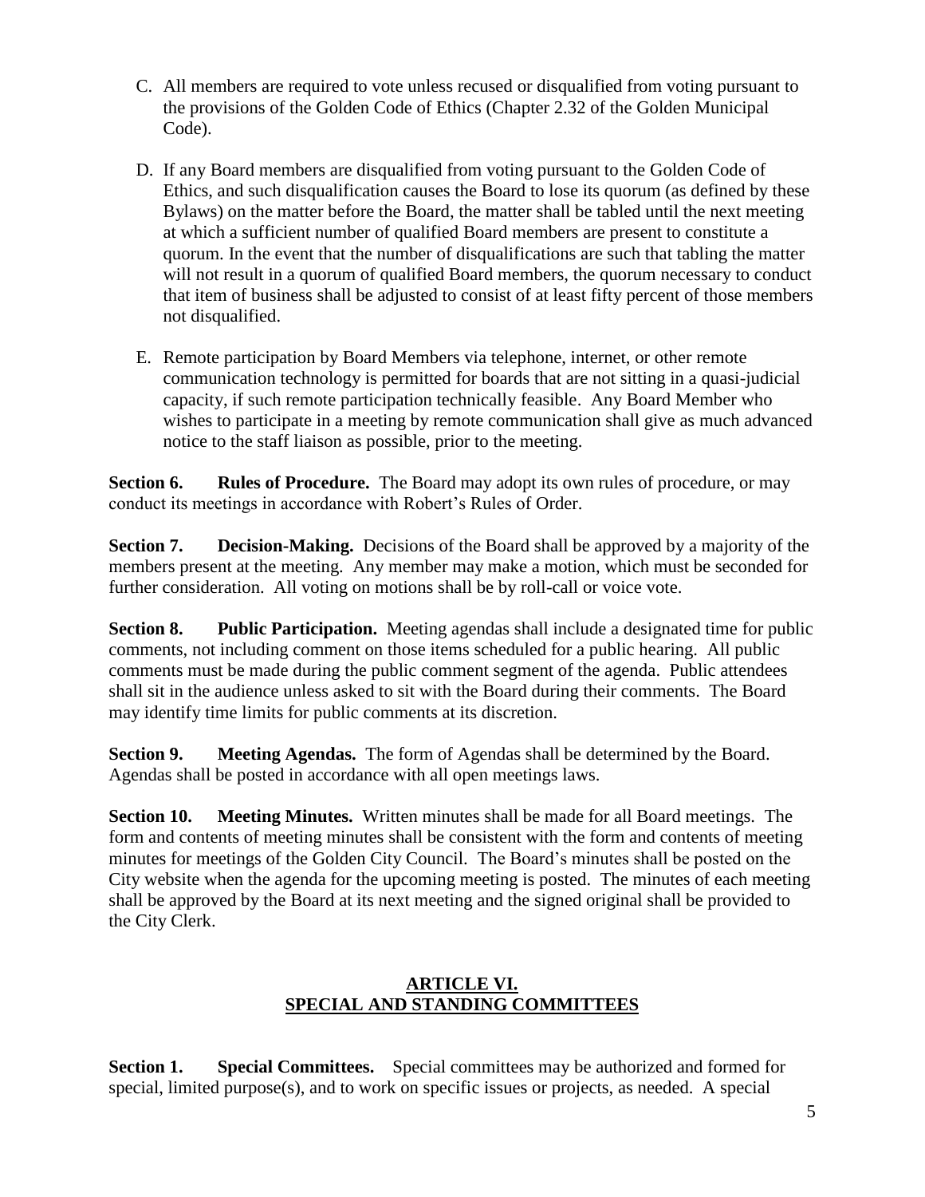C. All members are required to vote unless recused or disqualified from voting pursuant to the provisions of the Golden Code of Ethics (Chapter 2.32 of the Golden Municipal Code).

D. If any Board members are disqualified from voting pursuant to the Golden Code of Ethics, and such disqualification causes the Board to lose its quorum (as defined by these Bylaws) on the matter before the Board, the matter shall be tabled until the next meeting at which a sufficient number of qualified Board members are present to constitute a quorum. In the event that the number of disqualifications are such that tabling the matter will not result in a quorum of qualified Board members, the quorum necessary to conduct that item of business shall be adjusted to consist of at least fifty percent of those members not disqualified.

E. Remote participation by Board Members via telephone, internet, or other remote communication technology is permitted for boards that are not sitting in a quasi-judicial capacity, if such remote participation technically feasible. Any Board Member who wishes to participate in a meeting by remote communication shall give as much advanced notice to the staff liaison as possible, prior to the meeting.

**Section 6. Rules of Procedure.** The Board may adopt its own rules of procedure, or may conduct its meetings in accordance with Robert's Rules of Order.

**Section 7. Decision-Making.** Decisions of the Board shall be approved by a majority of the members present at the meeting. Any member may make a motion, which must be seconded for further consideration. All voting on motions shall be by roll-call or voice vote.

**Section 8. Public Participation.** Meeting agendas shall include a designated time for public comments, not including comment on those items scheduled for a public hearing. All public comments must be made during the public comment segment of the agenda. Public attendees shall sit in the audience unless asked to sit with the Board during their comments. The Board may identify time limits for public comments at its discretion.

**Section 9. Meeting Agendas.** The form of Agendas shall be determined by the Board. Agendas shall be posted in accordance with all open meetings laws.

**Section 10. Meeting Minutes.** Written minutes shall be made for all Board meetings. The form and contents of meeting minutes shall be consistent with the form and contents of meeting minutes for meetings of the Golden City Council. The Board's minutes shall be posted on the City website when the agenda for the upcoming meeting is posted. The minutes of each meeting shall be approved by the Board at its next meeting and the signed original shall be provided to the City Clerk.

## ARTICLE VI. SPECIAL AND STANDING COMMITTEES

**Section 1. Special Committees.** Special committees may be authorized and formed for special, limited purpose(s), and to work on specific issues or projects, as needed. A special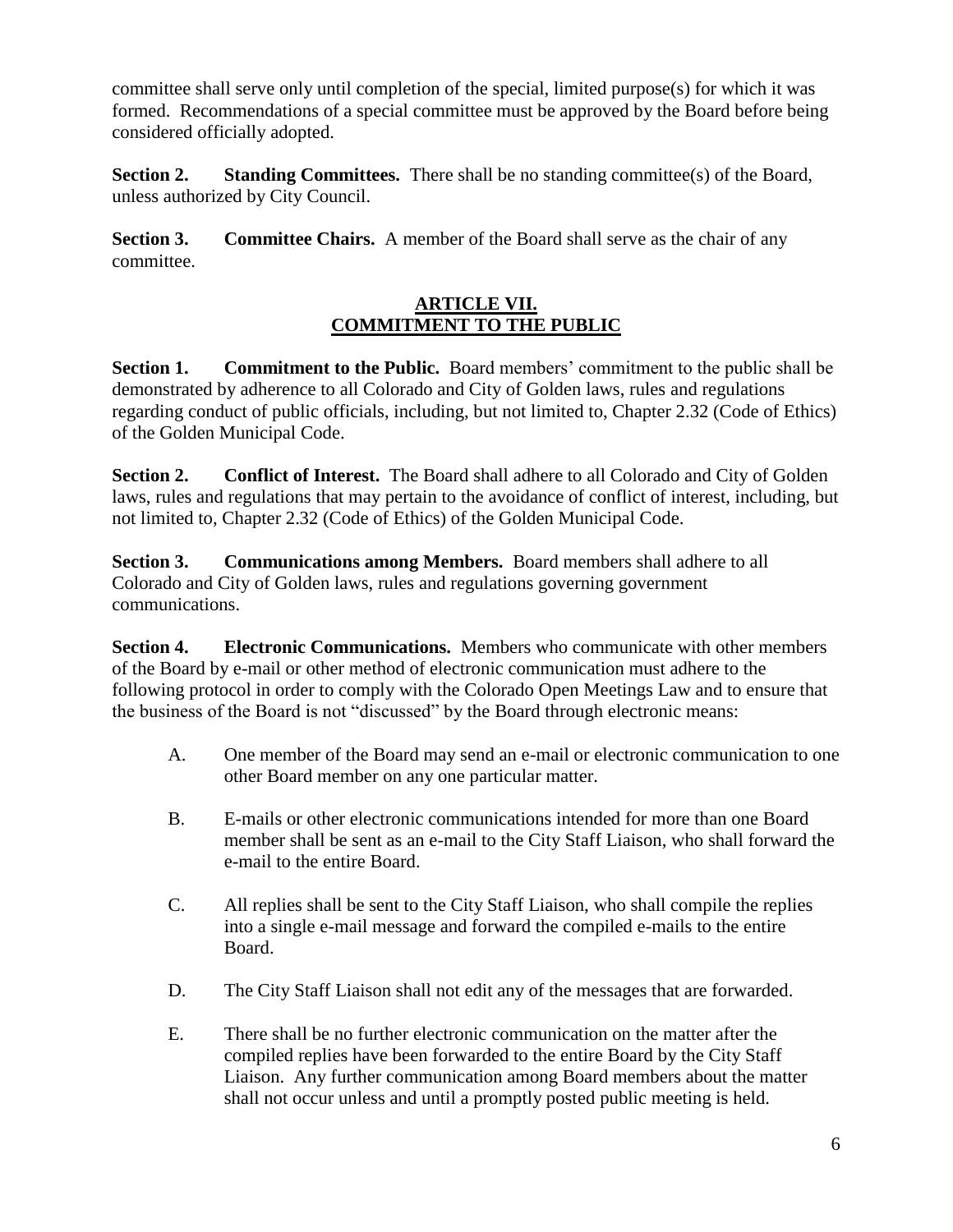committee shall serve only until completion of the special, limited purpose(s) for which it was formed. Recommendations of a special committee must be approved by the Board before being considered officially adopted.

**Section 2. Standing Committees.** There shall be no standing committee(s) of the Board, unless authorized by City Council.

**Section 3. Committee Chairs.** A member of the Board shall serve as the chair of any committee.

## ARTICLE VII.
## COMMITMENT TO THE PUBLIC

**Section 1. Commitment to the Public.** Board members' commitment to the public shall be demonstrated by adherence to all Colorado and City of Golden laws, rules and regulations regarding conduct of public officials, including, but not limited to, Chapter 2.32 (Code of Ethics) of the Golden Municipal Code.

**Section 2. Conflict of Interest.** The Board shall adhere to all Colorado and City of Golden laws, rules and regulations that may pertain to the avoidance of conflict of interest, including, but not limited to, Chapter 2.32 (Code of Ethics) of the Golden Municipal Code.

**Section 3. Communications among Members.** Board members shall adhere to all Colorado and City of Golden laws, rules and regulations governing government communications.

**Section 4. Electronic Communications.** Members who communicate with other members of the Board by e-mail or other method of electronic communication must adhere to the following protocol in order to comply with the Colorado Open Meetings Law and to ensure that the business of the Board is not "discussed" by the Board through electronic means:

A. One member of the Board may send an e-mail or electronic communication to one other Board member on any one particular matter.

B. E-mails or other electronic communications intended for more than one Board member shall be sent as an e-mail to the City Staff Liaison, who shall forward the e-mail to the entire Board.

C. All replies shall be sent to the City Staff Liaison, who shall compile the replies into a single e-mail message and forward the compiled e-mails to the entire Board.

D. The City Staff Liaison shall not edit any of the messages that are forwarded.

E. There shall be no further electronic communication on the matter after the compiled replies have been forwarded to the entire Board by the City Staff Liaison. Any further communication among Board members about the matter shall not occur unless and until a promptly posted public meeting is held.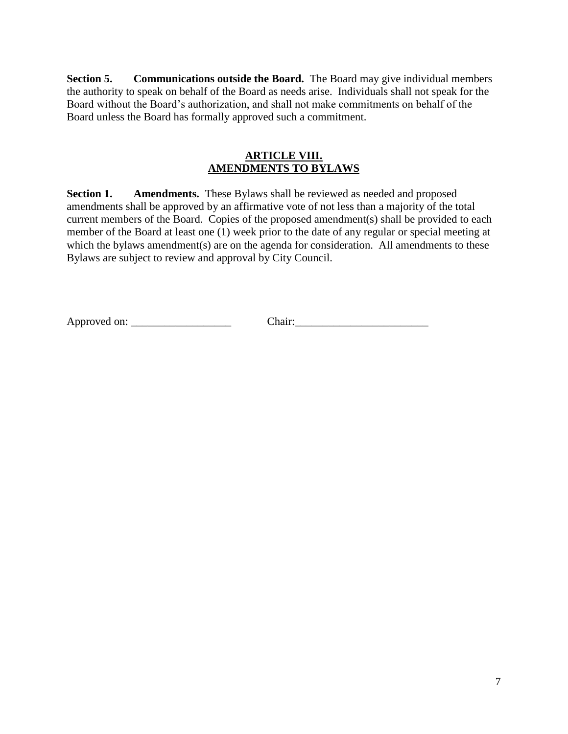**Section 5. Communications outside the Board.** The Board may give individual members the authority to speak on behalf of the Board as needs arise. Individuals shall not speak for the Board without the Board's authorization, and shall not make commitments on behalf of the Board unless the Board has formally approved such a commitment.

## ARTICLE VIII.
## AMENDMENTS TO BYLAWS

**Section 1. Amendments.** These Bylaws shall be reviewed as needed and proposed amendments shall be approved by an affirmative vote of not less than a majority of the total current members of the Board. Copies of the proposed amendment(s) shall be provided to each member of the Board at least one (1) week prior to the date of any regular or special meeting at which the bylaws amendment(s) are on the agenda for consideration. All amendments to these Bylaws are subject to review and approval by City Council.

Approved on: __________________ Chair:________________________